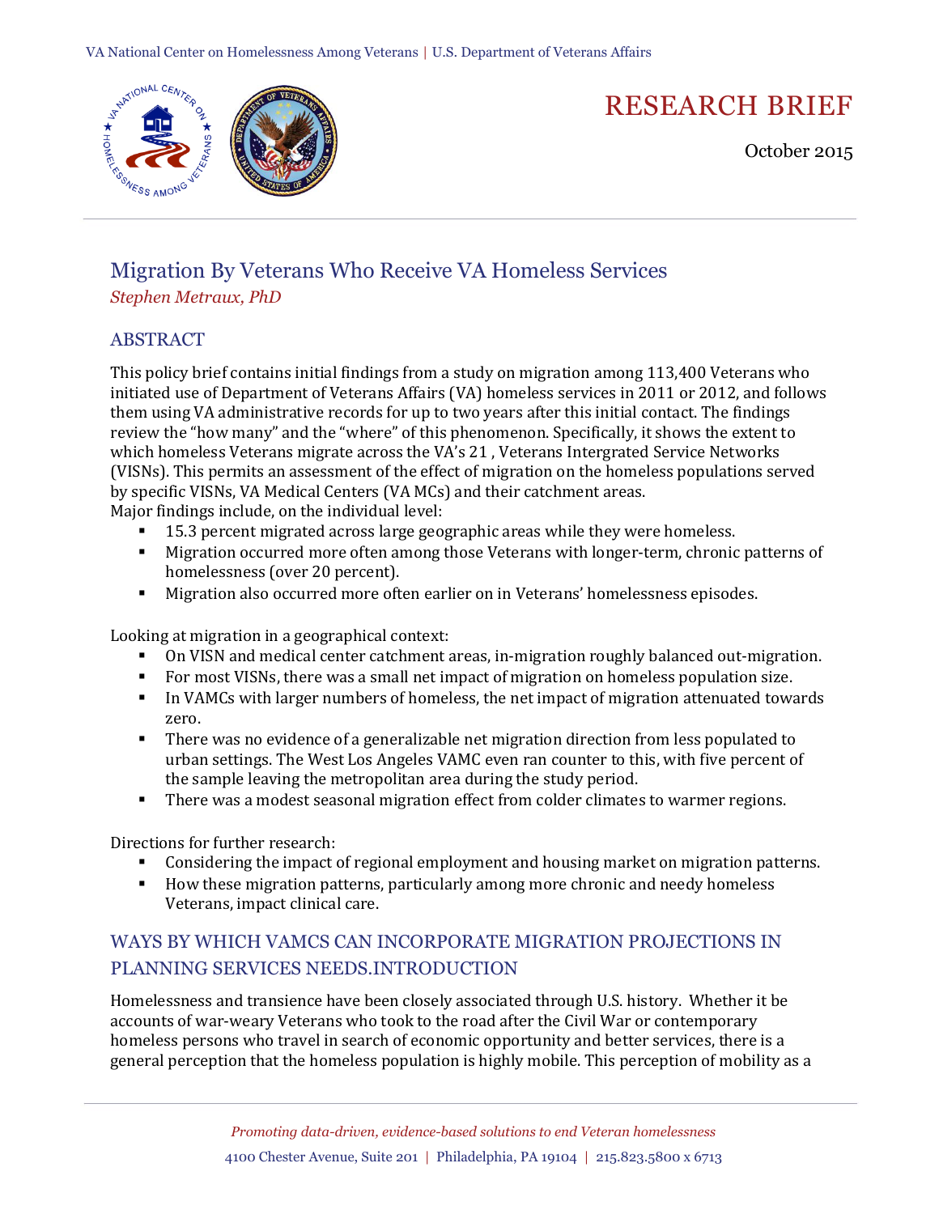RESEARCH BRIEF

October 2015

# Migration By Veterans Who Receive VA Homeless Services

*Stephen Metraux, PhD*

## ABSTRACT

This policy brief contains initial findings from a study on migration among 113,400 Veterans who initiated use of Department of Veterans Affairs (VA) homeless services in 2011 or 2012, and follows them using VA administrative records for up to two years after this initial contact. The findings review the "how many" and the "where" of this phenomenon. Specifically, it shows the extent to which homeless Veterans migrate across the VA's 21 , Veterans Intergrated Service Networks (VISNs). This permits an assessment of the effect of migration on the homeless populations served by specific VISNs, VA Medical Centers (VA MCs) and their catchment areas.

Major findings include, on the individual level:

- 15.3 percent migrated across large geographic areas while they were homeless.
- Migration occurred more often among those Veterans with longer-term, chronic patterns of homelessness (over 20 percent).
- Migration also occurred more often earlier on in Veterans' homelessness episodes.

Looking at migration in a geographical context:

- On VISN and medical center catchment areas, in-migration roughly balanced out-migration.
- For most VISNs, there was a small net impact of migration on homeless population size.
- In VAMCs with larger numbers of homeless, the net impact of migration attenuated towards zero.
- There was no evidence of a generalizable net migration direction from less populated to urban settings. The West Los Angeles VAMC even ran counter to this, with five percent of the sample leaving the metropolitan area during the study period.
- There was a modest seasonal migration effect from colder climates to warmer regions.

Directions for further research:

- Considering the impact of regional employment and housing market on migration patterns.
- How these migration patterns, particularly among more chronic and needy homeless Veterans, impact clinical care.

## WAYS BY WHICH VAMCS CAN INCORPORATE MIGRATION PROJECTIONS IN PLANNING SERVICES NEEDS.INTRODUCTION

Homelessness and transience have been closely associated through U.S. history. Whether it be accounts of war-weary Veterans who took to the road after the Civil War or contemporary homeless persons who travel in search of economic opportunity and better services, there is a general perception that the homeless population is highly mobile. This perception of mobility as a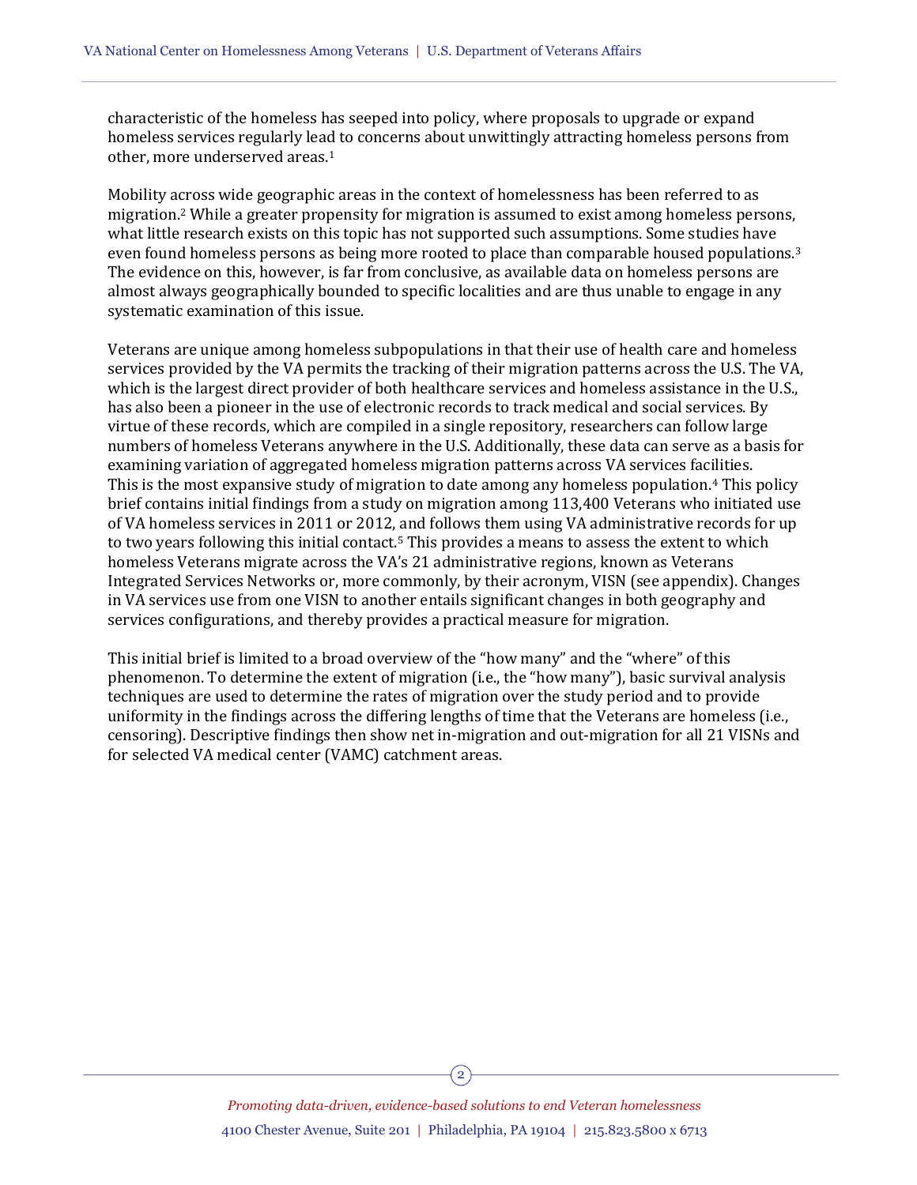characteristic of the homeless has seeped into policy, where proposals to upgrade or expand homeless services regularly lead to concerns about unwittingly attracting homeless persons from other, more underserved areas.[1]

Mobility across wide geographic areas in the context of homelessness has been referred to as migration.[2] While a greater propensity for migration is assumed to exist among homeless persons, what little research exists on this topic has not supported such assumptions. Some studies have even found homeless persons as being more rooted to place than comparable housed populations.[3] The evidence on this, however, is far from conclusive, as available data on homeless persons are almost always geographically bounded to specific localities and are thus unable to engage in any systematic examination of this issue.

Veterans are unique among homeless subpopulations in that their use of health care and homeless services provided by the VA permits the tracking of their migration patterns across the U.S. The VA, which is the largest direct provider of both healthcare services and homeless assistance in the U.S., has also been a pioneer in the use of electronic records to track medical and social services. By virtue of these records, which are compiled in a single repository, researchers can follow large numbers of homeless Veterans anywhere in the U.S. Additionally, these data can serve as a basis for examining variation of aggregated homeless migration patterns across VA services facilities. This is the most expansive study of migration to date among any homeless population.[4] This policy brief contains initial findings from a study on migration among 113,400 Veterans who initiated use of VA homeless services in 2011 or 2012, and follows them using VA administrative records for up to two years following this initial contact.[5] This provides a means to assess the extent to which homeless Veterans migrate across the VA's 21 administrative regions, known as Veterans Integrated Services Networks or, more commonly, by their acronym, VISN (see appendix). Changes in VA services use from one VISN to another entails significant changes in both geography and services configurations, and thereby provides a practical measure for migration.

This initial brief is limited to a broad overview of the "how many" and the "where" of this phenomenon. To determine the extent of migration (i.e., the "how many"), basic survival analysis techniques are used to determine the rates of migration over the study period and to provide uniformity in the findings across the differing lengths of time that the Veterans are homeless (i.e., censoring). Descriptive findings then show net in-migration and out-migration for all 21 VISNs and for selected VA medical center (VAMC) catchment areas.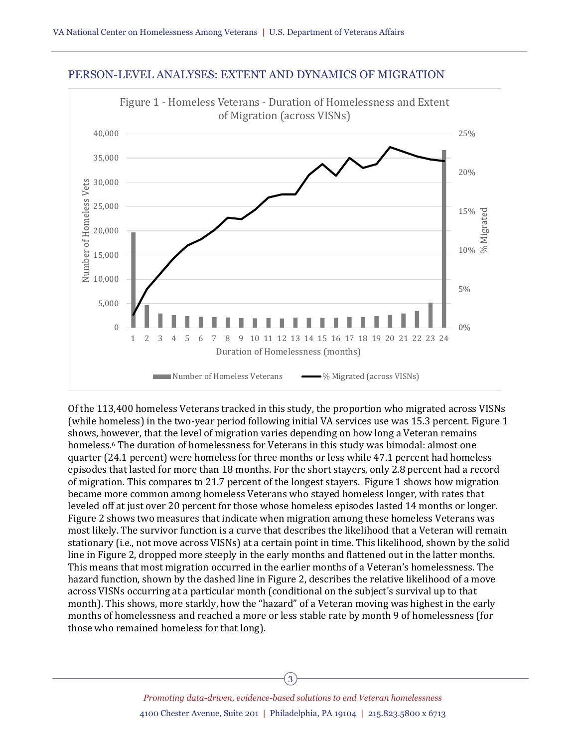## PERSON-LEVEL ANALYSES: EXTENT AND DYNAMICS OF MIGRATION

Figure 1 - Homeless Veterans - Duration of Homelessness and Extent of Migration (across VISNs)

Of the 113,400 homeless Veterans tracked in this study, the proportion who migrated across VISNs (while homeless) in the two-year period following initial VA services use was 15.3 percent. Figure 1 shows, however, that the level of migration varies depending on how long a Veteran remains homeless.[6] The duration of homelessness for Veterans in this study was bimodal: almost one quarter (24.1 percent) were homeless for three months or less while 47.1 percent had homeless episodes that lasted for more than 18 months. For the short stayers, only 2.8 percent had a record of migration. This compares to 21.7 percent of the longest stayers. Figure 1 shows how migration became more common among homeless Veterans who stayed homeless longer, with rates that leveled off at just over 20 percent for those whose homeless episodes lasted 14 months or longer. Figure 2 shows two measures that indicate when migration among these homeless Veterans was most likely. The survivor function is a curve that describes the likelihood that a Veteran will remain stationary (i.e., not move across VISNs) at a certain point in time. This likelihood, shown by the solid line in Figure 2, dropped more steeply in the early months and flattened out in the latter months. This means that most migration occurred in the earlier months of a Veteran's homelessness. The hazard function, shown by the dashed line in Figure 2, describes the relative likelihood of a move across VISNs occurring at a particular month (conditional on the subject's survival up to that month). This shows, more starkly, how the "hazard" of a Veteran moving was highest in the early months of homelessness and reached a more or less stable rate by month 9 of homelessness (for those who remained homeless for that long).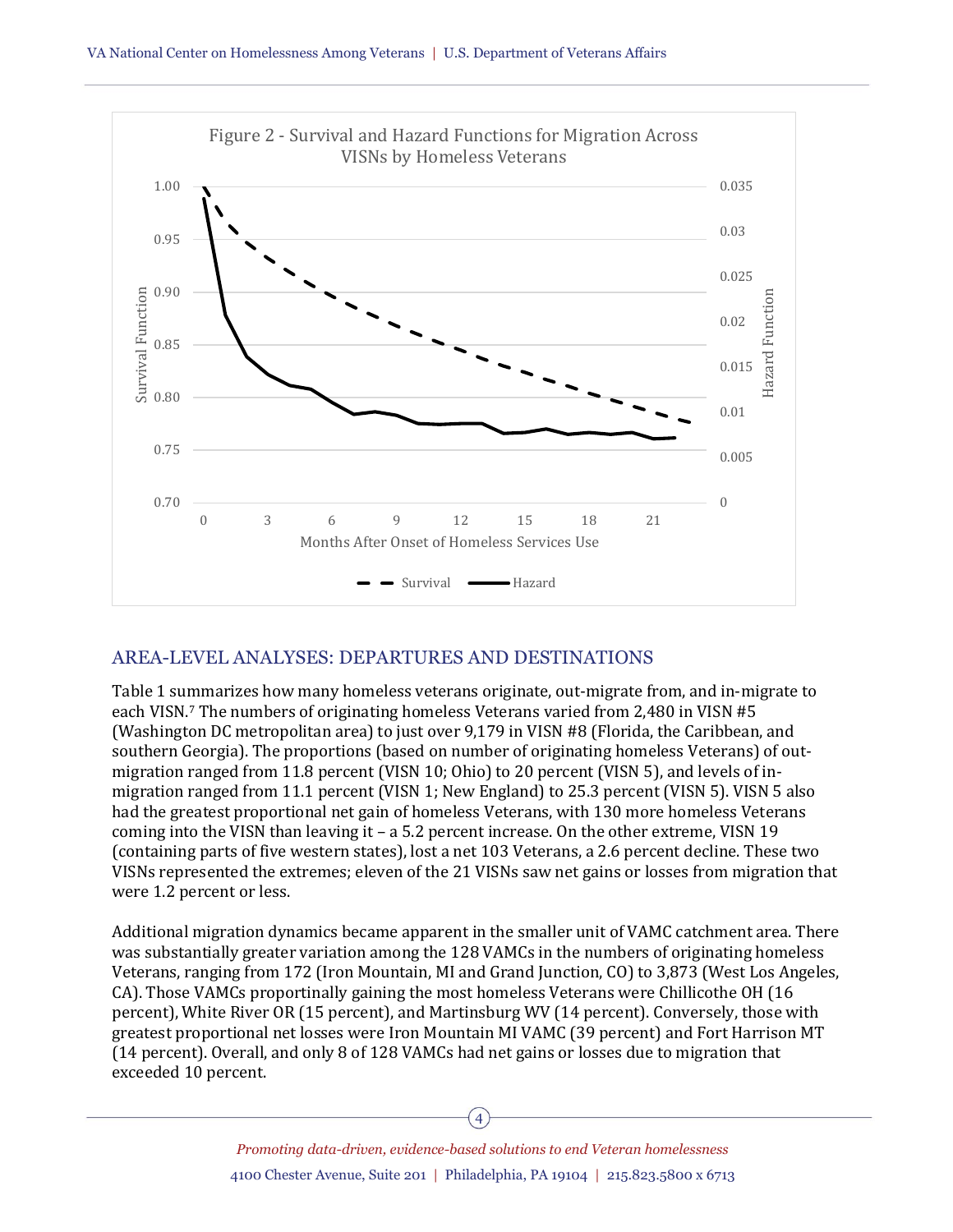Figure 2 - Survival and Hazard Functions for Migration Across VISNs by Homeless Veterans

## AREA-LEVEL ANALYSES: DEPARTURES AND DESTINATIONS

Table 1 summarizes how many homeless veterans originate, out-migrate from, and in-migrate to each VISN.[7] The numbers of originating homeless Veterans varied from 2,480 in VISN #5 (Washington DC metropolitan area) to just over 9,179 in VISN #8 (Florida, the Caribbean, and southern Georgia). The proportions (based on number of originating homeless Veterans) of out-migration ranged from 11.8 percent (VISN 10; Ohio) to 20 percent (VISN 5), and levels of in-migration ranged from 11.1 percent (VISN 1; New England) to 25.3 percent (VISN 5). VISN 5 also had the greatest proportional net gain of homeless Veterans, with 130 more homeless Veterans coming into the VISN than leaving it – a 5.2 percent increase. On the other extreme, VISN 19 (containing parts of five western states), lost a net 103 Veterans, a 2.6 percent decline. These two VISNs represented the extremes; eleven of the 21 VISNs saw net gains or losses from migration that were 1.2 percent or less.

Additional migration dynamics became apparent in the smaller unit of VAMC catchment area. There was substantially greater variation among the 128 VAMCs in the numbers of originating homeless Veterans, ranging from 172 (Iron Mountain, MI and Grand Junction, CO) to 3,873 (West Los Angeles, CA). Those VAMCs proportionally gaining the most homeless Veterans were Chillicothe OH (16 percent), White River OR (15 percent), and Martinsburg WV (14 percent). Conversely, those with greatest proportional net losses were Iron Mountain MI VAMC (39 percent) and Fort Harrison MT (14 percent). Overall, and only 8 of 128 VAMCs had net gains or losses due to migration that exceeded 10 percent.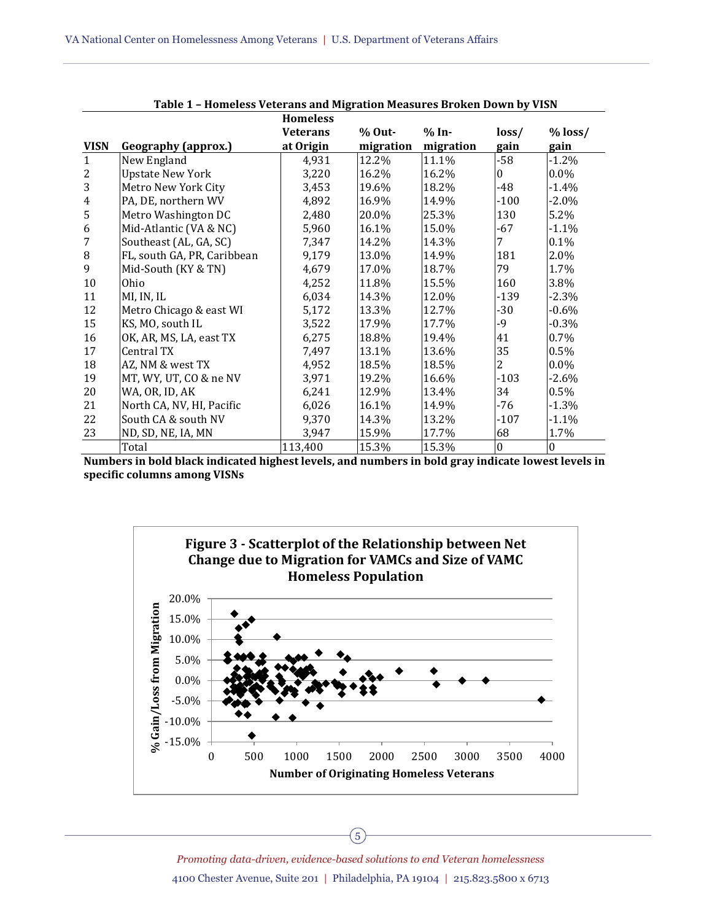**Table 1 – Homeless Veterans and Migration Measures Broken Down by VISN**

| VISN | Geography (approx.) | Homeless Veterans at Origin | % Out-migration | % In-migration | loss/ gain | % loss/ gain |
|---|---|---|---|---|---|---|
| 1 | New England | 4,931 | 12.2% | 11.1% | -58 | -1.2% |
| 2 | Upstate New York | 3,220 | 16.2% | 16.2% | 0 | 0.0% |
| 3 | Metro New York City | 3,453 | 19.6% | 18.2% | -48 | -1.4% |
| 4 | PA, DE, northern WV | 4,892 | 16.9% | 14.9% | -100 | -2.0% |
| 5 | Metro Washington DC | 2,480 | 20.0% | 25.3% | 130 | 5.2% |
| 6 | Mid-Atlantic (VA & NC) | 5,960 | 16.1% | 15.0% | -67 | -1.1% |
| 7 | Southeast (AL, GA, SC) | 7,347 | 14.2% | 14.3% | 7 | 0.1% |
| 8 | FL, south GA, PR, Caribbean | 9,179 | 13.0% | 14.9% | 181 | 2.0% |
| 9 | Mid-South (KY & TN) | 4,679 | 17.0% | 18.7% | 79 | 1.7% |
| 10 | Ohio | 4,252 | 11.8% | 15.5% | 160 | 3.8% |
| 11 | MI, IN, IL | 6,034 | 14.3% | 12.0% | -139 | -2.3% |
| 12 | Metro Chicago & east WI | 5,172 | 13.3% | 12.7% | -30 | -0.6% |
| 15 | KS, MO, south IL | 3,522 | 17.9% | 17.7% | -9 | -0.3% |
| 16 | OK, AR, MS, LA, east TX | 6,275 | 18.8% | 19.4% | 41 | 0.7% |
| 17 | Central TX | 7,497 | 13.1% | 13.6% | 35 | 0.5% |
| 18 | AZ, NM & west TX | 4,952 | 18.5% | 18.5% | 2 | 0.0% |
| 19 | MT, WY, UT, CO & ne NV | 3,971 | 19.2% | 16.6% | -103 | -2.6% |
| 20 | WA, OR, ID, AK | 6,241 | 12.9% | 13.4% | 34 | 0.5% |
| 21 | North CA, NV, HI, Pacific | 6,026 | 16.1% | 14.9% | -76 | -1.3% |
| 22 | South CA & south NV | 9,370 | 14.3% | 13.2% | -107 | -1.1% |
| 23 | ND, SD, NE, IA, MN | 3,947 | 15.9% | 17.7% | 68 | 1.7% |
| | Total | 113,400 | 15.3% | 15.3% | 0 | 0 |

**Numbers in bold black indicated highest levels, and numbers in bold gray indicate lowest levels in specific columns among VISNs**

**Figure 3 - Scatterplot of the Relationship between Net Change due to Migration for VAMCs and Size of VAMC Homeless Population**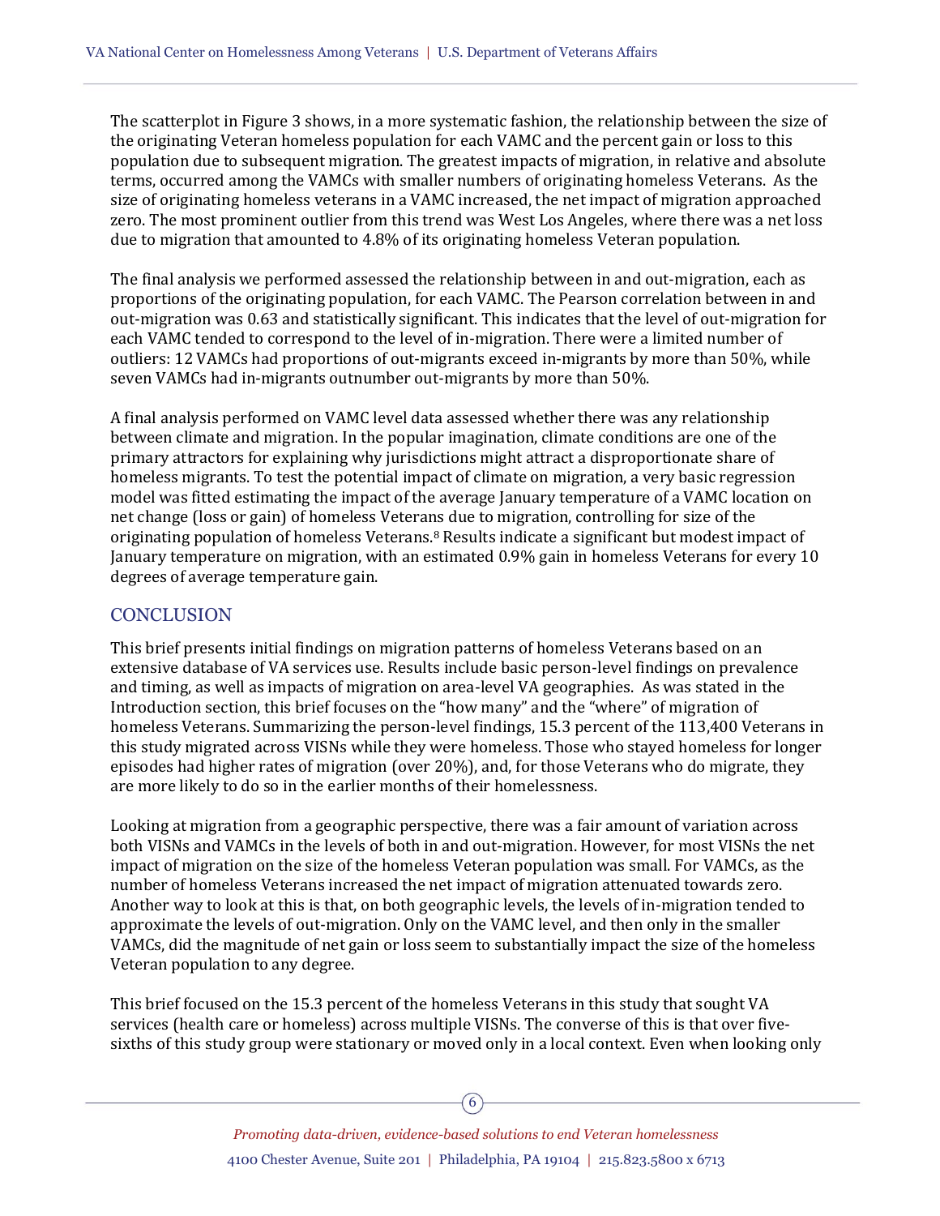The scatterplot in Figure 3 shows, in a more systematic fashion, the relationship between the size of the originating Veteran homeless population for each VAMC and the percent gain or loss to this population due to subsequent migration. The greatest impacts of migration, in relative and absolute terms, occurred among the VAMCs with smaller numbers of originating homeless Veterans. As the size of originating homeless veterans in a VAMC increased, the net impact of migration approached zero. The most prominent outlier from this trend was West Los Angeles, where there was a net loss due to migration that amounted to 4.8% of its originating homeless Veteran population.

The final analysis we performed assessed the relationship between in and out-migration, each as proportions of the originating population, for each VAMC. The Pearson correlation between in and out-migration was 0.63 and statistically significant. This indicates that the level of out-migration for each VAMC tended to correspond to the level of in-migration. There were a limited number of outliers: 12 VAMCs had proportions of out-migrants exceed in-migrants by more than 50%, while seven VAMCs had in-migrants outnumber out-migrants by more than 50%.

A final analysis performed on VAMC level data assessed whether there was any relationship between climate and migration. In the popular imagination, climate conditions are one of the primary attractors for explaining why jurisdictions might attract a disproportionate share of homeless migrants. To test the potential impact of climate on migration, a very basic regression model was fitted estimating the impact of the average January temperature of a VAMC location on net change (loss or gain) of homeless Veterans due to migration, controlling for size of the originating population of homeless Veterans.[8] Results indicate a significant but modest impact of January temperature on migration, with an estimated 0.9% gain in homeless Veterans for every 10 degrees of average temperature gain.

## CONCLUSION

This brief presents initial findings on migration patterns of homeless Veterans based on an extensive database of VA services use. Results include basic person-level findings on prevalence and timing, as well as impacts of migration on area-level VA geographies. As was stated in the Introduction section, this brief focuses on the "how many" and the "where" of migration of homeless Veterans. Summarizing the person-level findings, 15.3 percent of the 113,400 Veterans in this study migrated across VISNs while they were homeless. Those who stayed homeless for longer episodes had higher rates of migration (over 20%), and, for those Veterans who do migrate, they are more likely to do so in the earlier months of their homelessness.

Looking at migration from a geographic perspective, there was a fair amount of variation across both VISNs and VAMCs in the levels of both in and out-migration. However, for most VISNs the net impact of migration on the size of the homeless Veteran population was small. For VAMCs, as the number of homeless Veterans increased the net impact of migration attenuated towards zero. Another way to look at this is that, on both geographic levels, the levels of in-migration tended to approximate the levels of out-migration. Only on the VAMC level, and then only in the smaller VAMCs, did the magnitude of net gain or loss seem to substantially impact the size of the homeless Veteran population to any degree.

This brief focused on the 15.3 percent of the homeless Veterans in this study that sought VA services (health care or homeless) across multiple VISNs. The converse of this is that over five-sixths of this study group were stationary or moved only in a local context. Even when looking only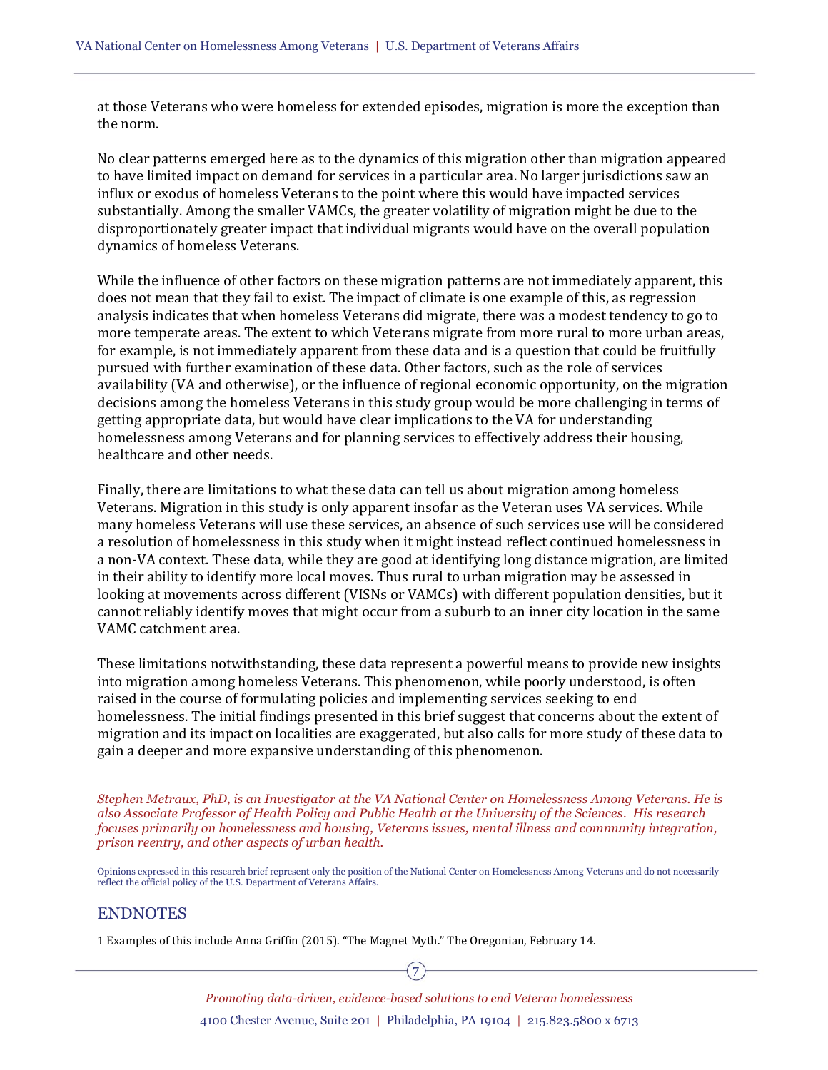at those Veterans who were homeless for extended episodes, migration is more the exception than the norm.

No clear patterns emerged here as to the dynamics of this migration other than migration appeared to have limited impact on demand for services in a particular area. No larger jurisdictions saw an influx or exodus of homeless Veterans to the point where this would have impacted services substantially. Among the smaller VAMCs, the greater volatility of migration might be due to the disproportionately greater impact that individual migrants would have on the overall population dynamics of homeless Veterans.

While the influence of other factors on these migration patterns are not immediately apparent, this does not mean that they fail to exist. The impact of climate is one example of this, as regression analysis indicates that when homeless Veterans did migrate, there was a modest tendency to go to more temperate areas. The extent to which Veterans migrate from more rural to more urban areas, for example, is not immediately apparent from these data and is a question that could be fruitfully pursued with further examination of these data. Other factors, such as the role of services availability (VA and otherwise), or the influence of regional economic opportunity, on the migration decisions among the homeless Veterans in this study group would be more challenging in terms of getting appropriate data, but would have clear implications to the VA for understanding homelessness among Veterans and for planning services to effectively address their housing, healthcare and other needs.

Finally, there are limitations to what these data can tell us about migration among homeless Veterans. Migration in this study is only apparent insofar as the Veteran uses VA services. While many homeless Veterans will use these services, an absence of such services use will be considered a resolution of homelessness in this study when it might instead reflect continued homelessness in a non-VA context. These data, while they are good at identifying long distance migration, are limited in their ability to identify more local moves. Thus rural to urban migration may be assessed in looking at movements across different (VISNs or VAMCs) with different population densities, but it cannot reliably identify moves that might occur from a suburb to an inner city location in the same VAMC catchment area.

These limitations notwithstanding, these data represent a powerful means to provide new insights into migration among homeless Veterans. This phenomenon, while poorly understood, is often raised in the course of formulating policies and implementing services seeking to end homelessness. The initial findings presented in this brief suggest that concerns about the extent of migration and its impact on localities are exaggerated, but also calls for more study of these data to gain a deeper and more expansive understanding of this phenomenon.

*Stephen Metraux, PhD, is an Investigator at the VA National Center on Homelessness Among Veterans. He is also Associate Professor of Health Policy and Public Health at the University of the Sciences. His research focuses primarily on homelessness and housing, Veterans issues, mental illness and community integration, prison reentry, and other aspects of urban health.*

Opinions expressed in this research brief represent only the position of the National Center on Homelessness Among Veterans and do not necessarily reflect the official policy of the U.S. Department of Veterans Affairs.

## ENDNOTES

1 Examples of this include Anna Griffin (2015). "The Magnet Myth." The Oregonian, February 14.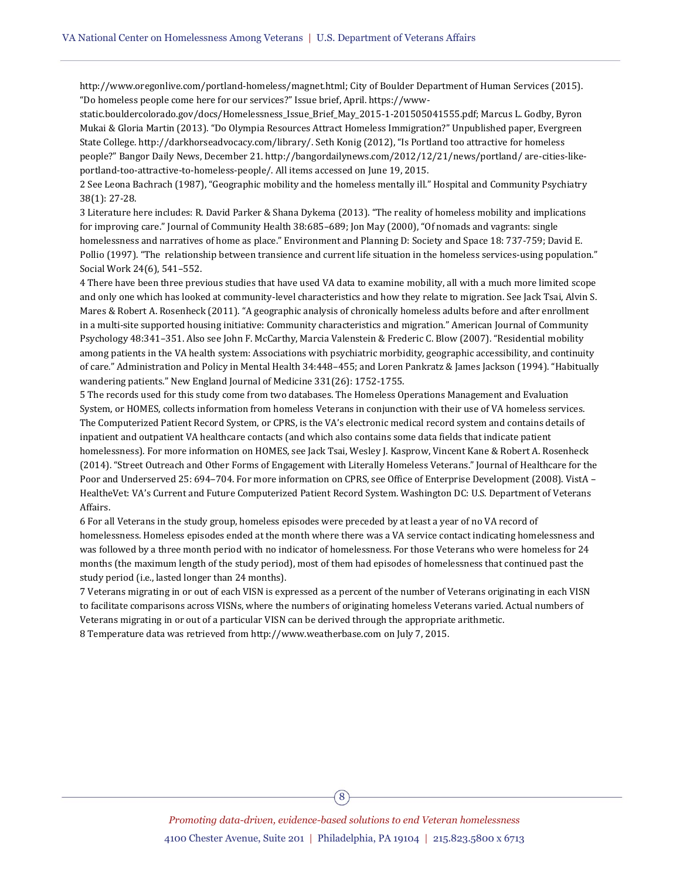http://www.oregonlive.com/portland-homeless/magnet.html; City of Boulder Department of Human Services (2015). "Do homeless people come here for our services?" Issue brief, April. https://www-static.bouldercolorado.gov/docs/Homelessness_Issue_Brief_May_2015-1-201505041555.pdf; Marcus L. Godby, Byron Mukai & Gloria Martin (2013). "Do Olympia Resources Attract Homeless Immigration?" Unpublished paper, Evergreen State College. http://darkhorseadvocacy.com/library/. Seth Konig (2012), "Is Portland too attractive for homeless people?" Bangor Daily News, December 21. http://bangordailynews.com/2012/12/21/news/portland/ are-cities-like-portland-too-attractive-to-homeless-people/. All items accessed on June 19, 2015.

2 See Leona Bachrach (1987), "Geographic mobility and the homeless mentally ill." Hospital and Community Psychiatry 38(1): 27-28.

3 Literature here includes: R. David Parker & Shana Dykema (2013). "The reality of homeless mobility and implications for improving care." Journal of Community Health 38:685–689; Jon May (2000), "Of nomads and vagrants: single homelessness and narratives of home as place." Environment and Planning D: Society and Space 18: 737-759; David E. Pollio (1997). "The relationship between transience and current life situation in the homeless services-using population." Social Work 24(6), 541–552.

4 There have been three previous studies that have used VA data to examine mobility, all with a much more limited scope and only one which has looked at community-level characteristics and how they relate to migration. See Jack Tsai, Alvin S. Mares & Robert A. Rosenheck (2011). "A geographic analysis of chronically homeless adults before and after enrollment in a multi-site supported housing initiative: Community characteristics and migration." American Journal of Community Psychology 48:341–351. Also see John F. McCarthy, Marcia Valenstein & Frederic C. Blow (2007). "Residential mobility among patients in the VA health system: Associations with psychiatric morbidity, geographic accessibility, and continuity of care." Administration and Policy in Mental Health 34:448–455; and Loren Pankratz & James Jackson (1994). "Habitually wandering patients." New England Journal of Medicine 331(26): 1752-1755.

5 The records used for this study come from two databases. The Homeless Operations Management and Evaluation System, or HOMES, collects information from homeless Veterans in conjunction with their use of VA homeless services. The Computerized Patient Record System, or CPRS, is the VA's electronic medical record system and contains details of inpatient and outpatient VA healthcare contacts (and which also contains some data fields that indicate patient homelessness). For more information on HOMES, see Jack Tsai, Wesley J. Kasprow, Vincent Kane & Robert A. Rosenheck (2014). "Street Outreach and Other Forms of Engagement with Literally Homeless Veterans." Journal of Healthcare for the Poor and Underserved 25: 694–704. For more information on CPRS, see Office of Enterprise Development (2008). VistA – HealtheVet: VA's Current and Future Computerized Patient Record System. Washington DC: U.S. Department of Veterans Affairs.

6 For all Veterans in the study group, homeless episodes were preceded by at least a year of no VA record of homelessness. Homeless episodes ended at the month where there was a VA service contact indicating homelessness and was followed by a three month period with no indicator of homelessness. For those Veterans who were homeless for 24 months (the maximum length of the study period), most of them had episodes of homelessness that continued past the study period (i.e., lasted longer than 24 months).

7 Veterans migrating in or out of each VISN is expressed as a percent of the number of Veterans originating in each VISN to facilitate comparisons across VISNs, where the numbers of originating homeless Veterans varied. Actual numbers of Veterans migrating in or out of a particular VISN can be derived through the appropriate arithmetic.

8 Temperature data was retrieved from http://www.weatherbase.com on July 7, 2015.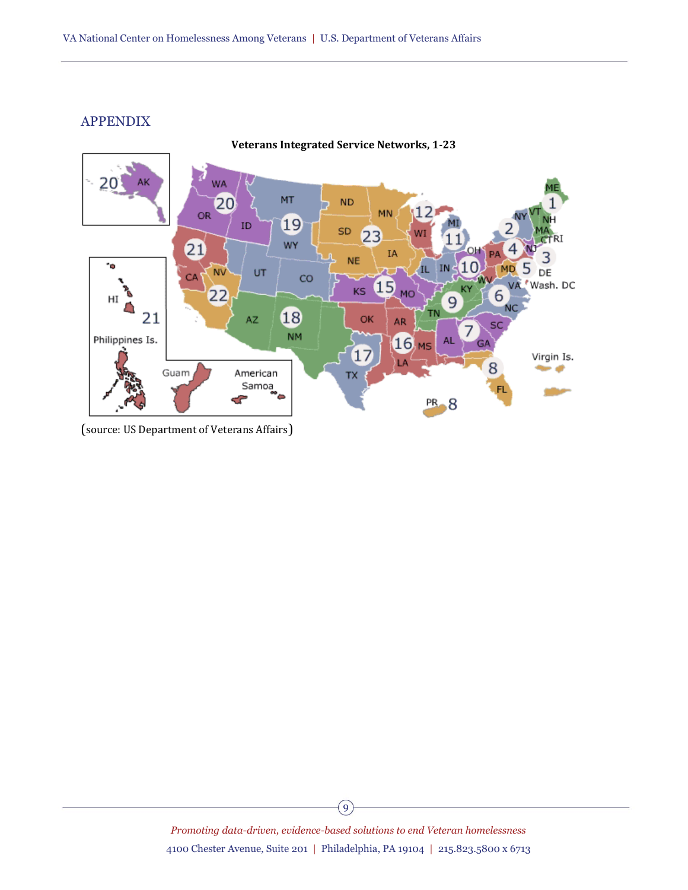## APPENDIX

**Veterans Integrated Service Networks, 1-23**

20
AK
WA
20
OR
ID
MT
19
WY
ND
MN
SD
23
NE
IA
12
WI
MI
11
ME
1
VT
NH
NY
2
MA
CT
RI
21
CA
NV
22
UT
CO
HI
21
Philippines Is.
Guam
American
Samoa
AZ
18
NM
KS
15
MO
OK
AR
16
MS
LA
17
TX
IL
IN
10
OH
PA
4
NJ
3
MD
5
DE
Wash. DC
WV
KY
9
TN
VA
6
NC
SC
7
AL
GA
8
FL
Virgin Is.
PR
8

(source: US Department of Veterans Affairs)